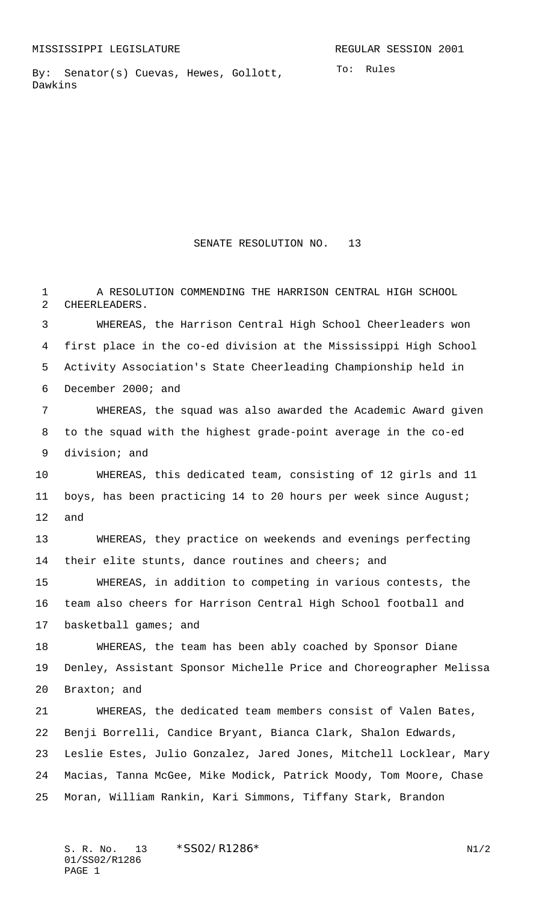MISSISSIPPI LEGISLATURE REGULAR SESSION 2001

By: Senator(s) Cuevas, Hewes, Gollott, Dawkins

To: Rules

# SENATE RESOLUTION NO. 13

A RESOLUTION COMMENDING THE HARRISON CENTRAL HIGH SCHOOL CHEERLEADERS.

WHEREAS, the Harrison Central High School Cheerleaders won first place in the co-ed division at the Mississippi High School Activity Association's State Cheerleading Championship held in December 2000; and

WHEREAS, the squad was also awarded the Academic Award given to the squad with the highest grade-point average in the co-ed division; and

WHEREAS, this dedicated team, consisting of 12 girls and 11 boys, has been practicing 14 to 20 hours per week since August; and

WHEREAS, they practice on weekends and evenings perfecting their elite stunts, dance routines and cheers; and

WHEREAS, in addition to competing in various contests, the team also cheers for Harrison Central High School football and basketball games; and

WHEREAS, the team has been ably coached by Sponsor Diane Denley, Assistant Sponsor Michelle Price and Choreographer Melissa Braxton; and

WHEREAS, the dedicated team members consist of Valen Bates, Benji Borrelli, Candice Bryant, Bianca Clark, Shalon Edwards, Leslie Estes, Julio Gonzalez, Jared Jones, Mitchell Locklear, Mary Macias, Tanna McGee, Mike Modick, Patrick Moody, Tom Moore, Chase Moran, William Rankin, Kari Simmons, Tiffany Stark, Brandon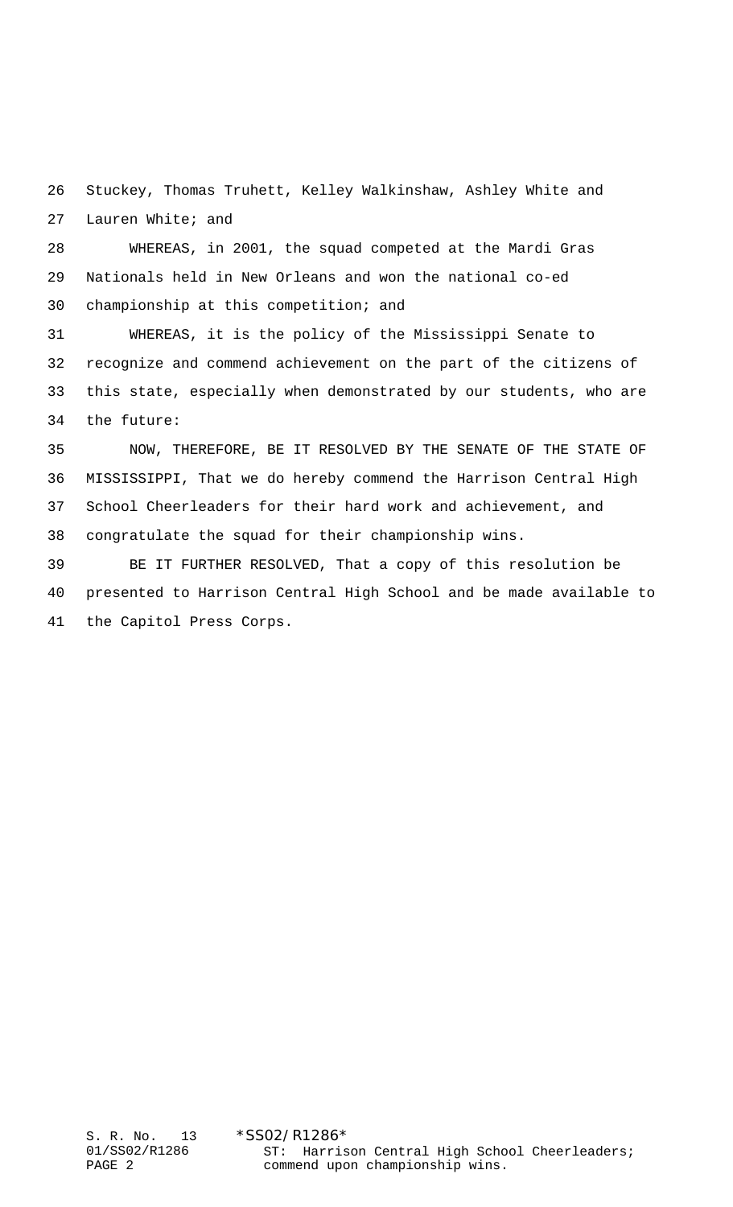Stuckey, Thomas Truhett, Kelley Walkinshaw, Ashley White and Lauren White; and

WHEREAS, in 2001, the squad competed at the Mardi Gras Nationals held in New Orleans and won the national co-ed championship at this competition; and

WHEREAS, it is the policy of the Mississippi Senate to recognize and commend achievement on the part of the citizens of this state, especially when demonstrated by our students, who are the future:

NOW, THEREFORE, BE IT RESOLVED BY THE SENATE OF THE STATE OF MISSISSIPPI, That we do hereby commend the Harrison Central High School Cheerleaders for their hard work and achievement, and congratulate the squad for their championship wins.

BE IT FURTHER RESOLVED, That a copy of this resolution be presented to Harrison Central High School and be made available to the Capitol Press Corps.